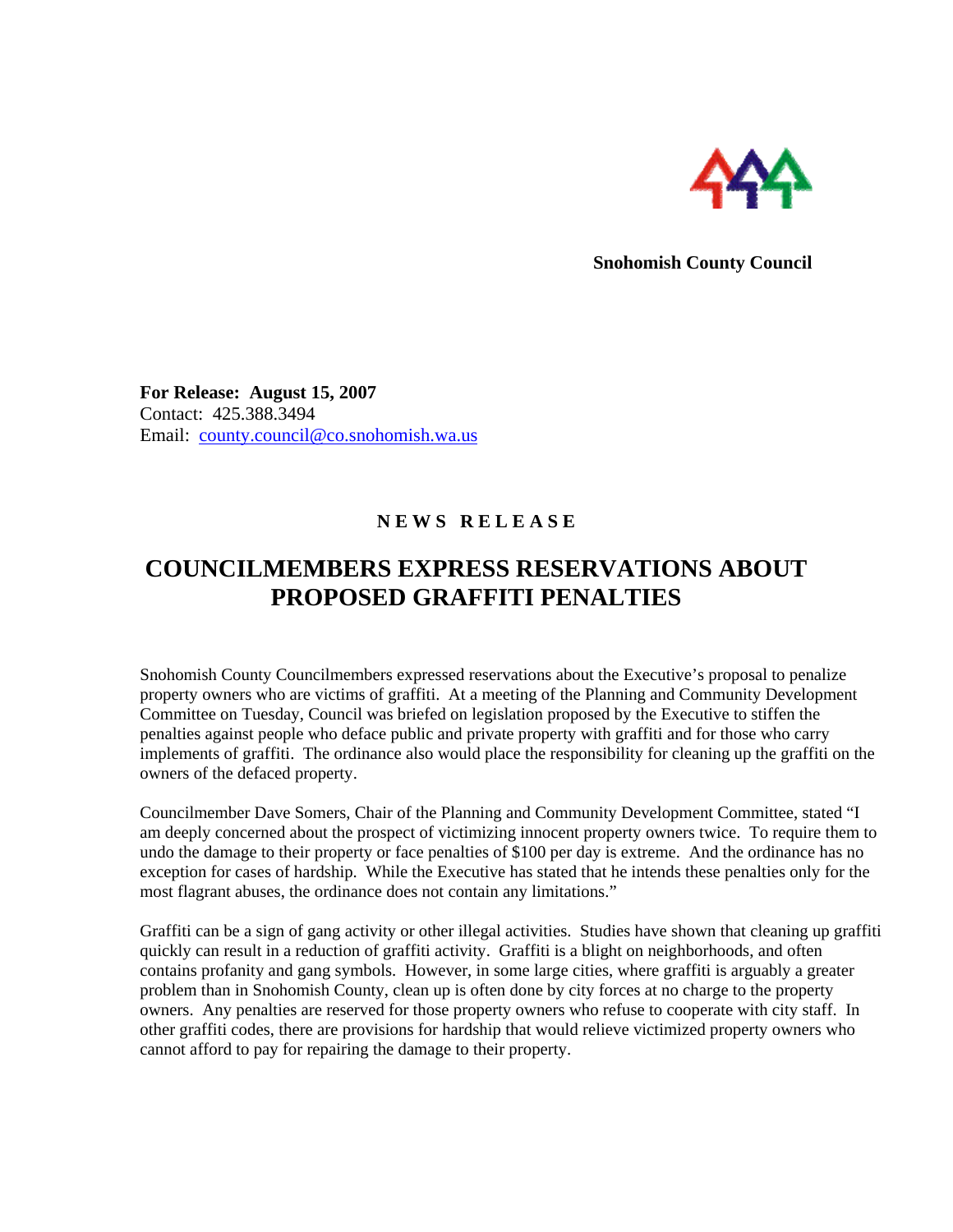**Snohomish County Council**

**For Release: August 15, 2007**
Contact: 425.388.3494
Email: county.council@co.snohomish.wa.us

**N E W S R E L E A S E**

# COUNCILMEMBERS EXPRESS RESERVATIONS ABOUT PROPOSED GRAFFITI PENALTIES

Snohomish County Councilmembers expressed reservations about the Executive's proposal to penalize property owners who are victims of graffiti. At a meeting of the Planning and Community Development Committee on Tuesday, Council was briefed on legislation proposed by the Executive to stiffen the penalties against people who deface public and private property with graffiti and for those who carry implements of graffiti. The ordinance also would place the responsibility for cleaning up the graffiti on the owners of the defaced property.

Councilmember Dave Somers, Chair of the Planning and Community Development Committee, stated "I am deeply concerned about the prospect of victimizing innocent property owners twice. To require them to undo the damage to their property or face penalties of $100 per day is extreme. And the ordinance has no exception for cases of hardship. While the Executive has stated that he intends these penalties only for the most flagrant abuses, the ordinance does not contain any limitations."

Graffiti can be a sign of gang activity or other illegal activities. Studies have shown that cleaning up graffiti quickly can result in a reduction of graffiti activity. Graffiti is a blight on neighborhoods, and often contains profanity and gang symbols. However, in some large cities, where graffiti is arguably a greater problem than in Snohomish County, clean up is often done by city forces at no charge to the property owners. Any penalties are reserved for those property owners who refuse to cooperate with city staff. In other graffiti codes, there are provisions for hardship that would relieve victimized property owners who cannot afford to pay for repairing the damage to their property.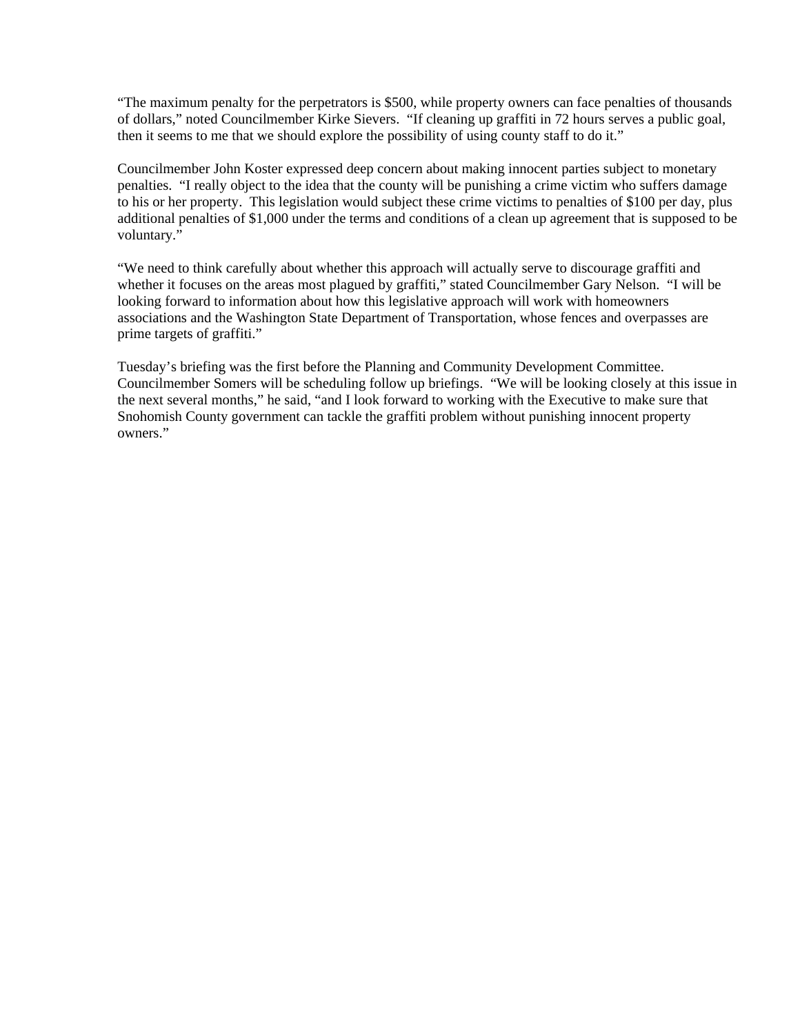"The maximum penalty for the perpetrators is $500, while property owners can face penalties of thousands of dollars," noted Councilmember Kirke Sievers. "If cleaning up graffiti in 72 hours serves a public goal, then it seems to me that we should explore the possibility of using county staff to do it."

Councilmember John Koster expressed deep concern about making innocent parties subject to monetary penalties. "I really object to the idea that the county will be punishing a crime victim who suffers damage to his or her property. This legislation would subject these crime victims to penalties of $100 per day, plus additional penalties of $1,000 under the terms and conditions of a clean up agreement that is supposed to be voluntary."

"We need to think carefully about whether this approach will actually serve to discourage graffiti and whether it focuses on the areas most plagued by graffiti," stated Councilmember Gary Nelson. "I will be looking forward to information about how this legislative approach will work with homeowners associations and the Washington State Department of Transportation, whose fences and overpasses are prime targets of graffiti."

Tuesday's briefing was the first before the Planning and Community Development Committee. Councilmember Somers will be scheduling follow up briefings. "We will be looking closely at this issue in the next several months," he said, "and I look forward to working with the Executive to make sure that Snohomish County government can tackle the graffiti problem without punishing innocent property owners."